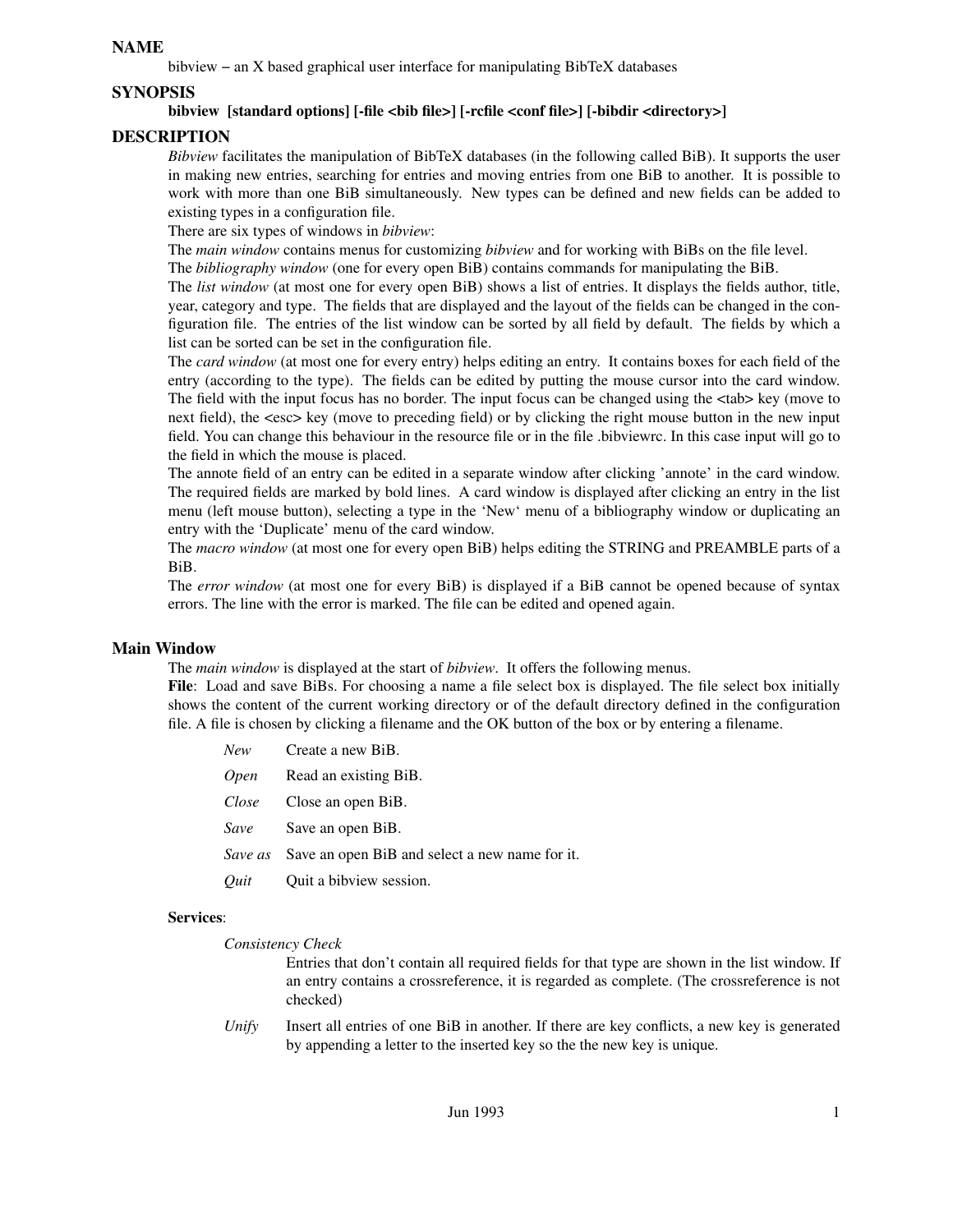## NAME

bibview − an X based graphical user interface for manipulating BibTeX databases

## SYNOPSIS

**bibview [standard options] [-file <bib file>] [-rcfile <conf file>] [-bibdir <directory>]**

## DESCRIPTION

*Bibview* facilitates the manipulation of BibTeX databases (in the following called BiB). It supports the user in making new entries, searching for entries and moving entries from one BiB to another. It is possible to work with more than one BiB simultaneously. New types can be defined and new fields can be added to existing types in a configuration file.

There are six types of windows in *bibview*:

The *main window* contains menus for customizing *bibview* and for working with BiBs on the file level.

The *bibliography window* (one for every open BiB) contains commands for manipulating the BiB.

The *list window* (at most one for every open BiB) shows a list of entries. It displays the fields author, title, year, category and type. The fields that are displayed and the layout of the fields can be changed in the configuration file. The entries of the list window can be sorted by all field by default. The fields by which a list can be sorted can be set in the configuration file.

The *card window* (at most one for every entry) helps editing an entry. It contains boxes for each field of the entry (according to the type). The fields can be edited by putting the mouse cursor into the card window. The field with the input focus has no border. The input focus can be changed using the <tab> key (move to next field), the <esc> key (move to preceding field) or by clicking the right mouse button in the new input field. You can change this behaviour in the resource file or in the file .bibviewrc. In this case input will go to the field in which the mouse is placed.

The annote field of an entry can be edited in a separate window after clicking 'annote' in the card window. The required fields are marked by bold lines. A card window is displayed after clicking an entry in the list menu (left mouse button), selecting a type in the 'New' menu of a bibliography window or duplicating an entry with the 'Duplicate' menu of the card window.

The *macro window* (at most one for every open BiB) helps editing the STRING and PREAMBLE parts of a BiB.

The *error window* (at most one for every BiB) is displayed if a BiB cannot be opened because of syntax errors. The line with the error is marked. The file can be edited and opened again.

### Main Window

The *main window* is displayed at the start of *bibview*. It offers the following menus.

**File**: Load and save BiBs. For choosing a name a file select box is displayed. The file select box initially shows the content of the current working directory or of the default directory defined in the configuration file. A file is chosen by clicking a filename and the OK button of the box or by entering a filename.

- *New* Create a new BiB.
- *Open* Read an existing BiB.
- *Close* Close an open BiB.
- *Save* Save an open BiB.
- *Save as* Save an open BiB and select a new name for it.
- *Quit* Quit a bibview session.

**Services**:

*Consistency Check*
: Entries that don't contain all required fields for that type are shown in the list window. If an entry contains a crossreference, it is regarded as complete. (The crossreference is not checked)

*Unify*
: Insert all entries of one BiB in another. If there are key conflicts, a new key is generated by appending a letter to the inserted key so the the new key is unique.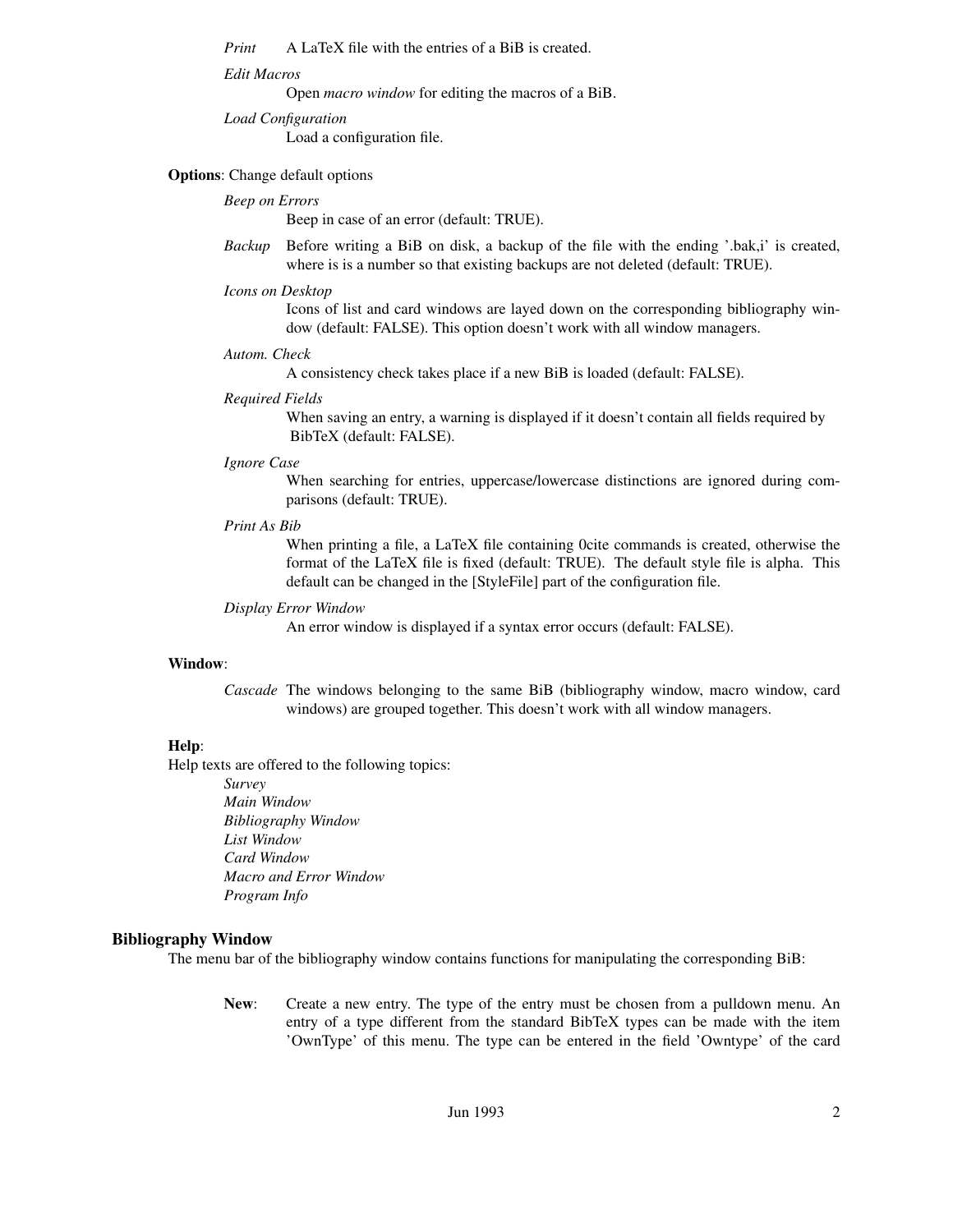*Print* A LaTeX file with the entries of a BiB is created.

*Edit Macros*
Open *macro window* for editing the macros of a BiB.

*Load Configuration*
Load a configuration file.

**Options**: Change default options

*Beep on Errors*
Beep in case of an error (default: TRUE).

*Backup* Before writing a BiB on disk, a backup of the file with the ending '.bak,i' is created, where is is a number so that existing backups are not deleted (default: TRUE).

*Icons on Desktop*
Icons of list and card windows are layed down on the corresponding bibliography window (default: FALSE). This option doesn't work with all window managers.

*Autom. Check*
A consistency check takes place if a new BiB is loaded (default: FALSE).

*Required Fields*
When saving an entry, a warning is displayed if it doesn't contain all fields required by BibTeX (default: FALSE).

*Ignore Case*
When searching for entries, uppercase/lowercase distinctions are ignored during comparisons (default: TRUE).

*Print As Bib*
When printing a file, a LaTeX file containing 0cite commands is created, otherwise the format of the LaTeX file is fixed (default: TRUE). The default style file is alpha. This default can be changed in the [StyleFile] part of the configuration file.

*Display Error Window*
An error window is displayed if a syntax error occurs (default: FALSE).

**Window**:

*Cascade* The windows belonging to the same BiB (bibliography window, macro window, card windows) are grouped together. This doesn't work with all window managers.

**Help**:
Help texts are offered to the following topics:

*Survey*
*Main Window*
*Bibliography Window*
*List Window*
*Card Window*
*Macro and Error Window*
*Program Info*

### Bibliography Window

The menu bar of the bibliography window contains functions for manipulating the corresponding BiB:

**New**: Create a new entry. The type of the entry must be chosen from a pulldown menu. An entry of a type different from the standard BibTeX types can be made with the item 'OwnType' of this menu. The type can be entered in the field 'Owntype' of the card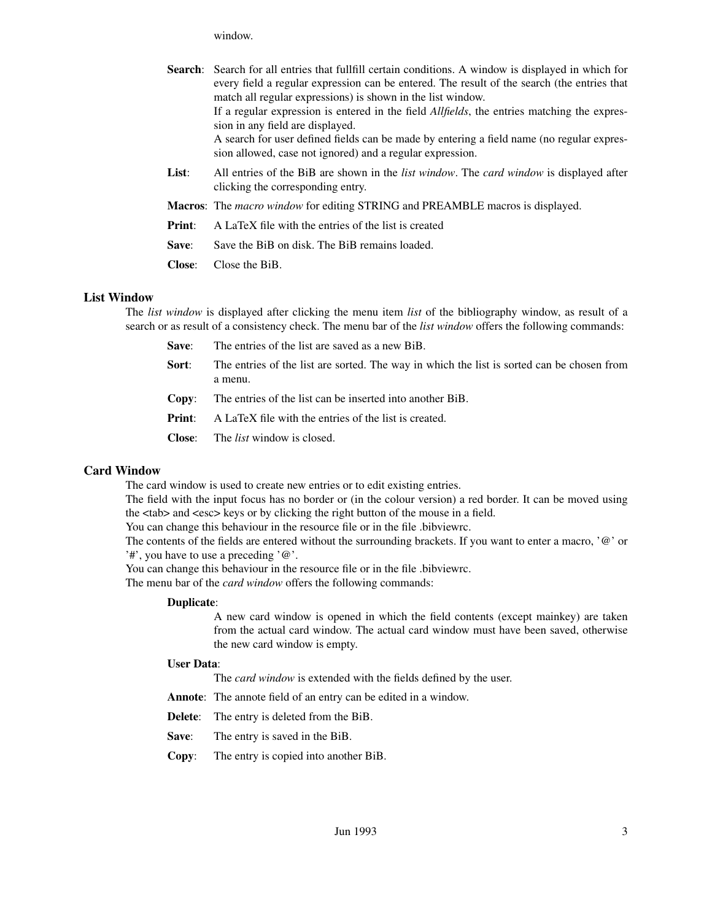window.

**Search**: Search for all entries that fullfill certain conditions. A window is displayed in which for every field a regular expression can be entered. The result of the search (the entries that match all regular expressions) is shown in the list window.
If a regular expression is entered in the field *Allfields*, the entries matching the expression in any field are displayed.
A search for user defined fields can be made by entering a field name (no regular expression allowed, case not ignored) and a regular expression.

**List**: All entries of the BiB are shown in the *list window*. The *card window* is displayed after clicking the corresponding entry.

**Macros**: The *macro window* for editing STRING and PREAMBLE macros is displayed.

**Print**: A LaTeX file with the entries of the list is created

**Save**: Save the BiB on disk. The BiB remains loaded.

**Close**: Close the BiB.

### List Window

The *list window* is displayed after clicking the menu item *list* of the bibliography window, as result of a search or as result of a consistency check. The menu bar of the *list window* offers the following commands:

**Save**: The entries of the list are saved as a new BiB.

**Sort**: The entries of the list are sorted. The way in which the list is sorted can be chosen from a menu.

**Copy**: The entries of the list can be inserted into another BiB.

**Print**: A LaTeX file with the entries of the list is created.

**Close**: The *list* window is closed.

### Card Window

The card window is used to create new entries or to edit existing entries.
The field with the input focus has no border or (in the colour version) a red border. It can be moved using the <tab> and <esc> keys or by clicking the right button of the mouse in a field.
You can change this behaviour in the resource file or in the file .bibviewrc.
The contents of the fields are entered without the surrounding brackets. If you want to enter a macro, '@' or '#', you have to use a preceding '@'.
You can change this behaviour in the resource file or in the file .bibviewrc.
The menu bar of the *card window* offers the following commands:

**Duplicate**:
A new card window is opened in which the field contents (except mainkey) are taken from the actual card window. The actual card window must have been saved, otherwise the new card window is empty.

**User Data**:
The *card window* is extended with the fields defined by the user.

**Annote**: The annote field of an entry can be edited in a window.

**Delete**: The entry is deleted from the BiB.

**Save**: The entry is saved in the BiB.

**Copy**: The entry is copied into another BiB.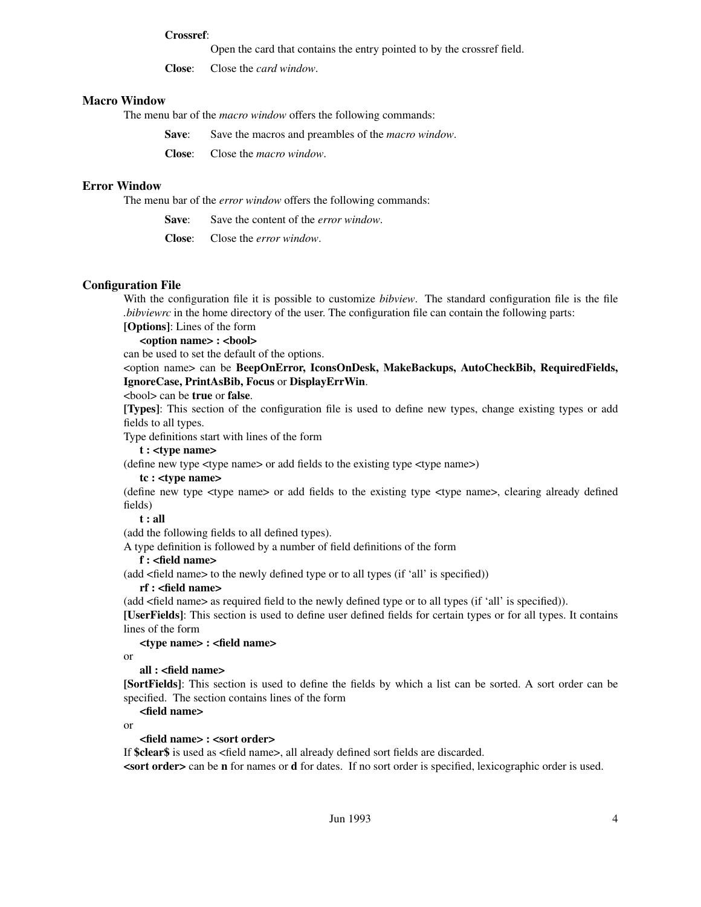**Crossref**:
Open the card that contains the entry pointed to by the crossref field.

**Close**: Close the *card window*.

### Macro Window

The menu bar of the *macro window* offers the following commands:

**Save**: Save the macros and preambles of the *macro window*.

**Close**: Close the *macro window*.

### Error Window

The menu bar of the *error window* offers the following commands:

**Save**: Save the content of the *error window*.

**Close**: Close the *error window*.

### Configuration File

With the configuration file it is possible to customize *bibview*. The standard configuration file is the file *.bibviewrc* in the home directory of the user. The configuration file can contain the following parts:

**[Options]**: Lines of the form

**<option name> : <bool>**

can be used to set the default of the options.

<option name> can be **BeepOnError, IconsOnDesk, MakeBackups, AutoCheckBib, RequiredFields, IgnoreCase, PrintAsBib, Focus** or **DisplayErrWin**.

<bool> can be **true** or **false**.

**[Types]**: This section of the configuration file is used to define new types, change existing types or add fields to all types.

Type definitions start with lines of the form

**t : <type name>**

(define new type <type name> or add fields to the existing type <type name>)

**tc : <type name>**

(define new type <type name> or add fields to the existing type <type name>, clearing already defined fields)

**t : all**

(add the following fields to all defined types).

A type definition is followed by a number of field definitions of the form

**f : <field name>**

(add <field name> to the newly defined type or to all types (if 'all' is specified))

**rf : <field name>**

(add <field name> as required field to the newly defined type or to all types (if 'all' is specified)).

**[UserFields]**: This section is used to define user defined fields for certain types or for all types. It contains lines of the form

**<type name> : <field name>**

or

**all : <field name>**

**[SortFields]**: This section is used to define the fields by which a list can be sorted. A sort order can be specified. The section contains lines of the form

**<field name>**

or

**<field name> : <sort order>**

If **$clear$** is used as <field name>, all already defined sort fields are discarded.

**<sort order>** can be **n** for names or **d** for dates. If no sort order is specified, lexicographic order is used.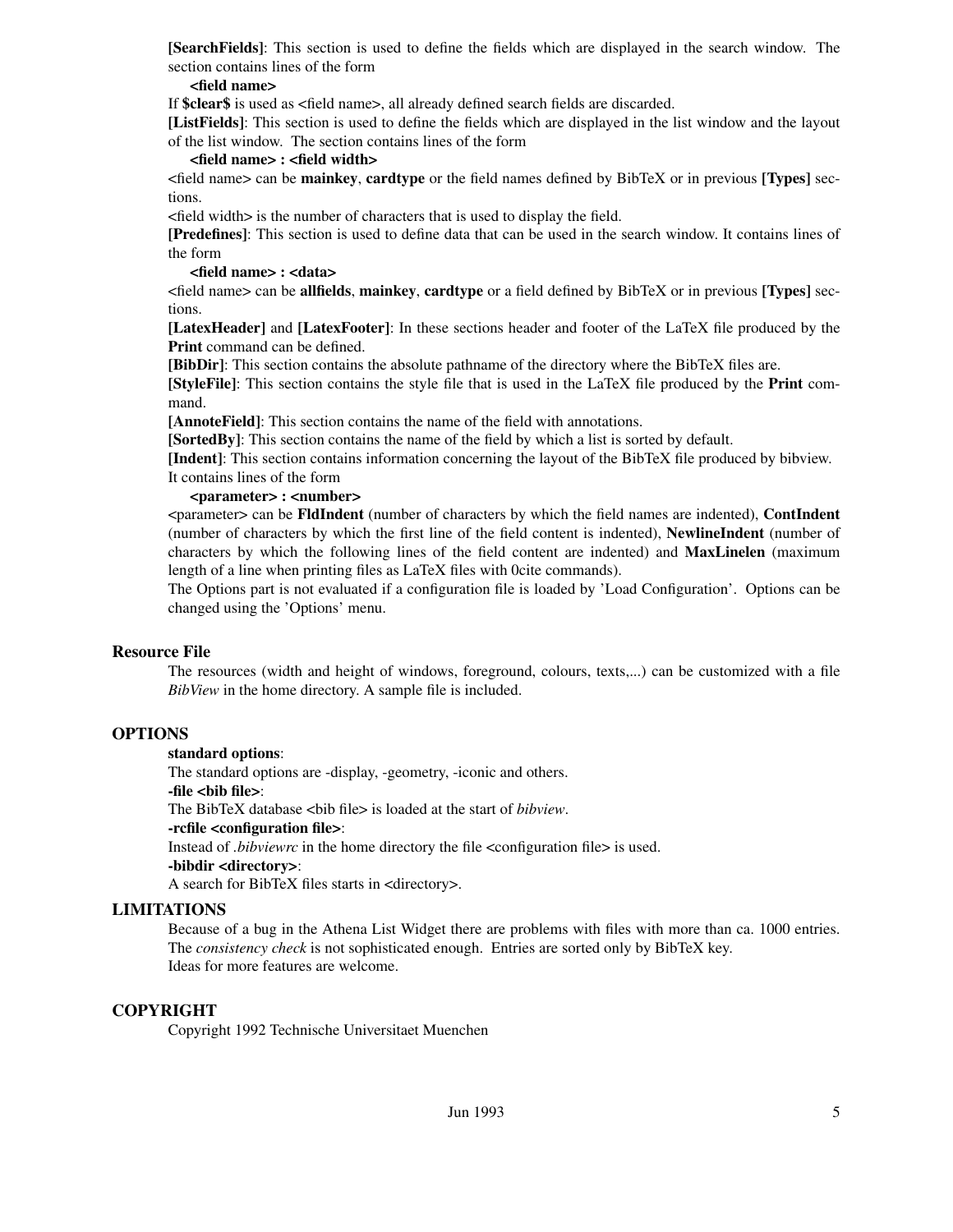**[SearchFields]**: This section is used to define the fields which are displayed in the search window. The section contains lines of the form

**<field name>**

If **$clear$** is used as <field name>, all already defined search fields are discarded.

**[ListFields]**: This section is used to define the fields which are displayed in the list window and the layout of the list window. The section contains lines of the form

**<field name> : <field width>**

<field name> can be **mainkey**, **cardtype** or the field names defined by BibTeX or in previous **[Types]** sections.

<field width> is the number of characters that is used to display the field.

**[Predefines]**: This section is used to define data that can be used in the search window. It contains lines of the form

**<field name> : <data>**

<field name> can be **allfields**, **mainkey**, **cardtype** or a field defined by BibTeX or in previous **[Types]** sections.

**[LatexHeader]** and **[LatexFooter]**: In these sections header and footer of the LaTeX file produced by the **Print** command can be defined.

**[BibDir]**: This section contains the absolute pathname of the directory where the BibTeX files are.

**[StyleFile]**: This section contains the style file that is used in the LaTeX file produced by the **Print** command.

**[AnnoteField]**: This section contains the name of the field with annotations.

**[SortedBy]**: This section contains the name of the field by which a list is sorted by default.

**[Indent]**: This section contains information concerning the layout of the BibTeX file produced by bibview. It contains lines of the form

**<parameter> : <number>**

<parameter> can be **FldIndent** (number of characters by which the field names are indented), **ContIndent** (number of characters by which the first line of the field content is indented), **NewlineIndent** (number of characters by which the following lines of the field content are indented) and **MaxLinelen** (maximum length of a line when printing files as LaTeX files with 0cite commands).

The Options part is not evaluated if a configuration file is loaded by 'Load Configuration'. Options can be changed using the 'Options' menu.

### Resource File

The resources (width and height of windows, foreground, colours, texts,...) can be customized with a file *BibView* in the home directory. A sample file is included.

## OPTIONS

**standard options**:

The standard options are -display, -geometry, -iconic and others.

**-file <bib file>**:

The BibTeX database <bib file> is loaded at the start of *bibview*.

**-rcfile <configuration file>**:

Instead of *.bibviewrc* in the home directory the file <configuration file> is used.

**-bibdir <directory>**:

A search for BibTeX files starts in <directory>.

## LIMITATIONS

Because of a bug in the Athena List Widget there are problems with files with more than ca. 1000 entries. The *consistency check* is not sophisticated enough. Entries are sorted only by BibTeX key.
Ideas for more features are welcome.

## COPYRIGHT

Copyright 1992 Technische Universitaet Muenchen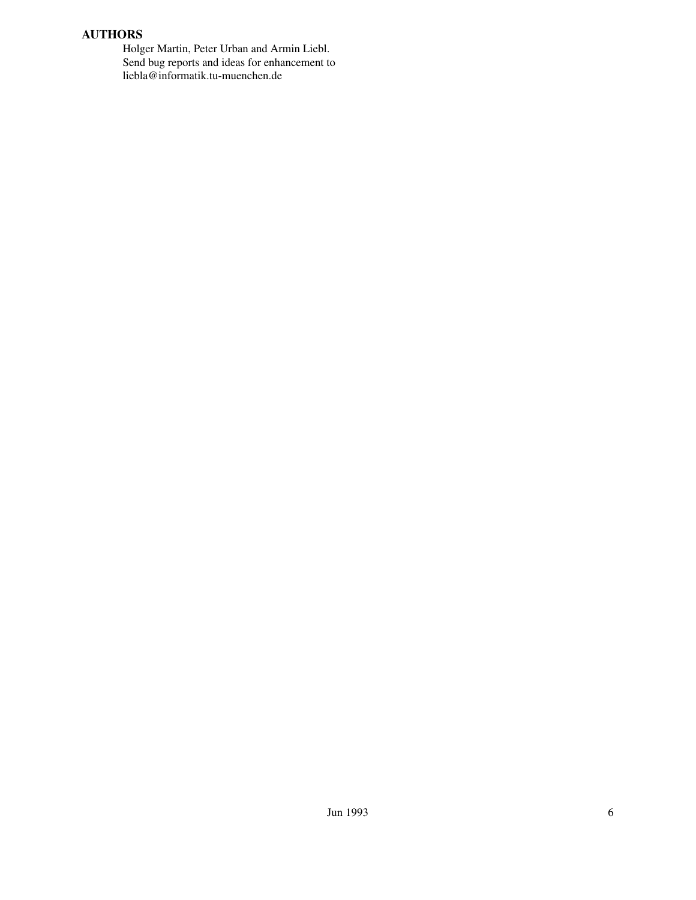## AUTHORS

Holger Martin, Peter Urban and Armin Liebl.
Send bug reports and ideas for enhancement to
liebla@informatik.tu-muenchen.de